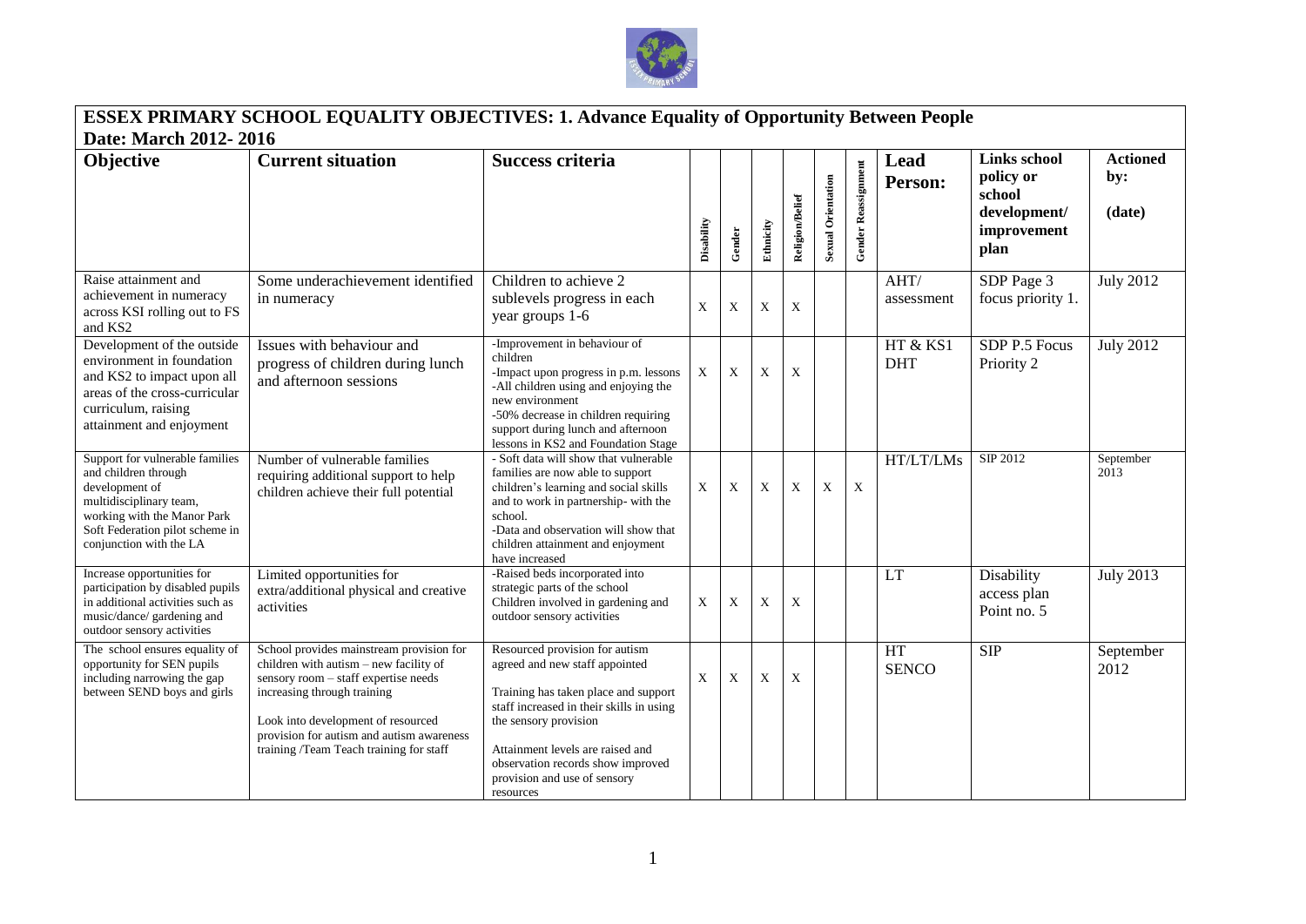# ESSEX PRIMARY SCHOOL EQUALITY OBJECTIVES: 1. Advance Equality of Opportunity Between People

**Date: March 2012- 2016**

| Objective | Current situation | Success criteria | Disability | Gender | Ethnicity | Religion/Belief | Sexual Orientation | Gender Reassignment | Lead Person: | Links school policy or school development/ improvement plan | Actioned by: (date) |
|---|---|---|---|---|---|---|---|---|---|---|---|
| Raise attainment and achievement in numeracy across KSI rolling out to FS and KS2 | Some underachievement identified in numeracy | Children to achieve 2 sublevels progress in each year groups 1-6 | X | X | X | X | | | AHT/ assessment | SDP Page 3 focus priority 1. | July 2012 |
| Development of the outside environment in foundation and KS2 to impact upon all areas of the cross-curricular curriculum, raising attainment and enjoyment | Issues with behaviour and progress of children during lunch and afternoon sessions | -Improvement in behaviour of children<br>-Impact upon progress in p.m. lessons<br>-All children using and enjoying the new environment<br>-50% decrease in children requiring support during lunch and afternoon lessons in KS2 and Foundation Stage | X | X | X | X | | | HT & KS1 DHT | SDP P.5 Focus Priority 2 | July 2012 |
| Support for vulnerable families and children through development of multidisciplinary team, working with the Manor Park Soft Federation pilot scheme in conjunction with the LA | Number of vulnerable families requiring additional support to help children achieve their full potential | - Soft data will show that vulnerable families are now able to support children's learning and social skills and to work in partnership- with the school.<br>-Data and observation will show that children attainment and enjoyment have increased | X | X | X | X | X | X | HT/LT/LMs | SIP 2012 | September 2013 |
| Increase opportunities for participation by disabled pupils in additional activities such as music/dance/ gardening and outdoor sensory activities | Limited opportunities for extra/additional physical and creative activities | -Raised beds incorporated into strategic parts of the school<br>Children involved in gardening and outdoor sensory activities | X | X | X | X | | | LT | Disability access plan Point no. 5 | July 2013 |
| The school ensures equality of opportunity for SEN pupils including narrowing the gap between SEND boys and girls | School provides mainstream provision for children with autism – new facility of sensory room – staff expertise needs increasing through training<br><br>Look into development of resourced provision for autism and autism awareness training /Team Teach training for staff | Resourced provision for autism agreed and new staff appointed<br><br>Training has taken place and support staff increased in their skills in using the sensory provision<br><br>Attainment levels are raised and observation records show improved provision and use of sensory resources | X | X | X | X | | | HT<br>SENCO | SIP | September 2012 |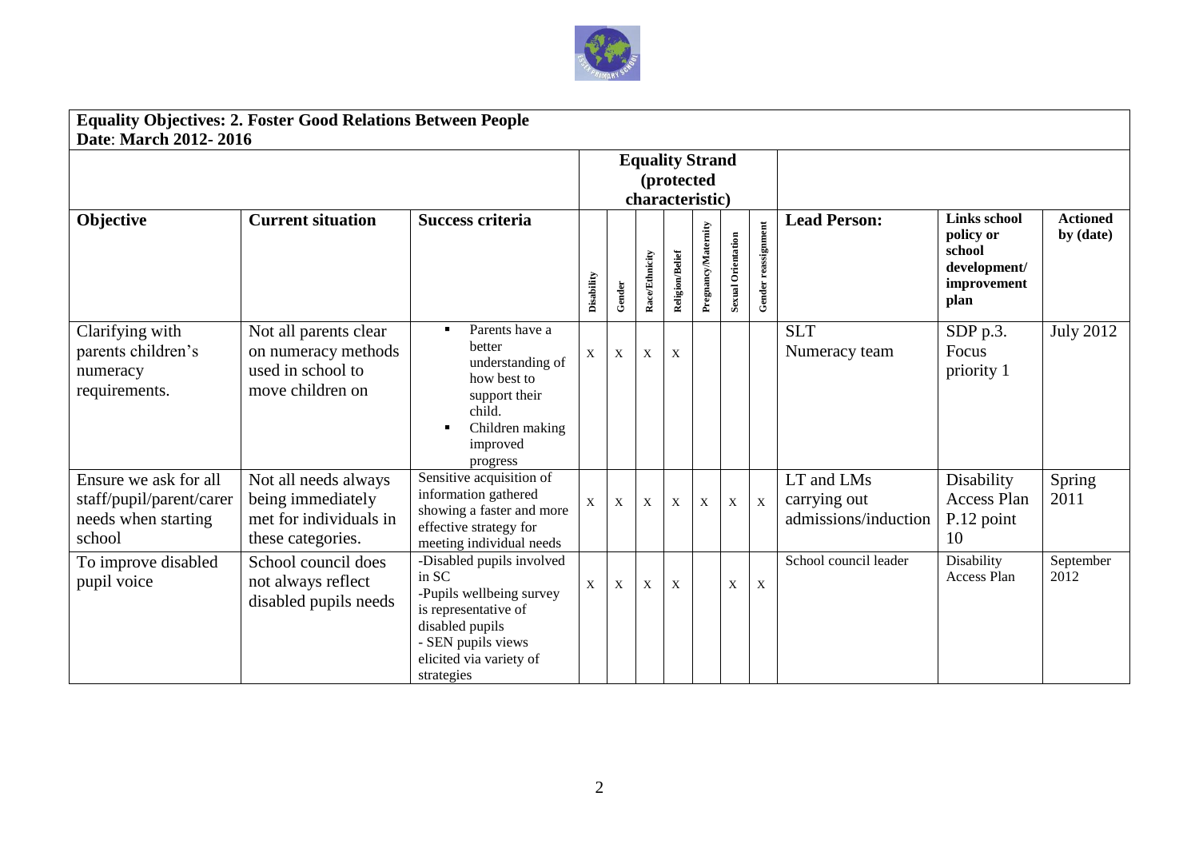**Equality Objectives: 2. Foster Good Relations Between People**
**Date**: **March 2012- 2016**

| | | | Equality Strand (protected characteristic) | | | | | | | | | |
|---|---|---|---|---|---|---|---|---|---|---|---|---|
| **Objective** | **Current situation** | **Success criteria** | **Disability** | **Gender** | **Race/Ethnicity** | **Religion/Belief** | **Pregnancy/Maternity** | **Sexual Orientation** | **Gender reassignment** | **Lead Person:** | **Links school policy or school development/ improvement plan** | **Actioned by (date)** |
| Clarifying with parents children's numeracy requirements. | Not all parents clear on numeracy methods used in school to move children on | ▪ Parents have a better understanding of how best to support their child. ▪ Children making improved progress | X | X | X | X | | | | SLT Numeracy team | SDP p.3. Focus priority 1 | July 2012 |
| Ensure we ask for all staff/pupil/parent/carer needs when starting school | Not all needs always being immediately met for individuals in these categories. | Sensitive acquisition of information gathered showing a faster and more effective strategy for meeting individual needs | X | X | X | X | X | X | X | LT and LMs carrying out admissions/induction | Disability Access Plan P.12 point 10 | Spring 2011 |
| To improve disabled pupil voice | School council does not always reflect disabled pupils needs | -Disabled pupils involved in SC -Pupils wellbeing survey is representative of disabled pupils - SEN pupils views elicited via variety of strategies | X | X | X | X | | X | X | School council leader | Disability Access Plan | September 2012 |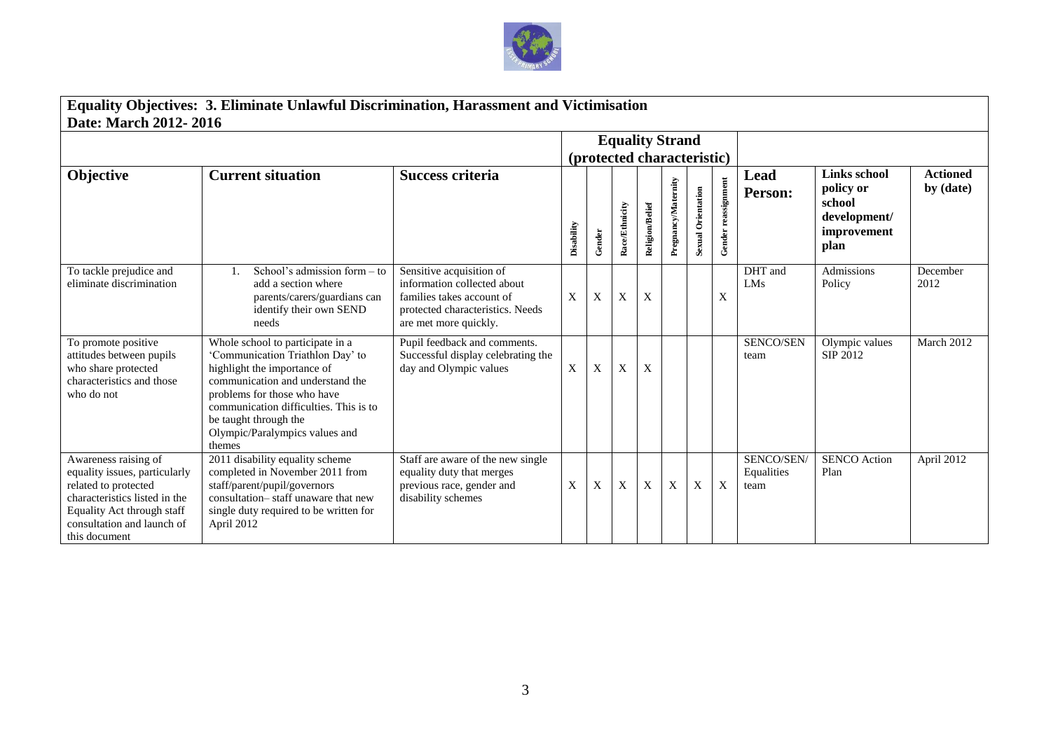## Equality Objectives: 3. Eliminate Unlawful Discrimination, Harassment and Victimisation

**Date: March 2012- 2016**

| | | | Equality Strand (protected characteristic) | | | | | | | | | |
|---|---|---|---|---|---|---|---|---|---|---|---|---|
| **Objective** | **Current situation** | **Success criteria** | Disability | Gender | Race/Ethnicity | Religion/Belief | Pregnancy/Maternity | Sexual Orientation | Gender reassignment | **Lead Person:** | **Links school policy or school development/ improvement plan** | **Actioned by (date)** |
| To tackle prejudice and eliminate discrimination | 1. School's admission form – to add a section where parents/carers/guardians can identify their own SEND needs | Sensitive acquisition of information collected about families takes account of protected characteristics. Needs are met more quickly. | X | X | X | X | | | X | DHT and LMs | Admissions Policy | December 2012 |
| To promote positive attitudes between pupils who share protected characteristics and those who do not | Whole school to participate in a 'Communication Triathlon Day' to highlight the importance of communication and understand the problems for those who have communication difficulties. This is to be taught through the Olympic/Paralympics values and themes | Pupil feedback and comments. Successful display celebrating the day and Olympic values | X | X | X | X | | | | SENCO/SEN team | Olympic values SIP 2012 | March 2012 |
| Awareness raising of equality issues, particularly related to protected characteristics listed in the Equality Act through staff consultation and launch of this document | 2011 disability equality scheme completed in November 2011 from staff/parent/pupil/governors consultation– staff unaware that new single duty required to be written for April 2012 | Staff are aware of the new single equality duty that merges previous race, gender and disability schemes | X | X | X | X | X | X | X | SENCO/SEN/ Equalities team | SENCO Action Plan | April 2012 |